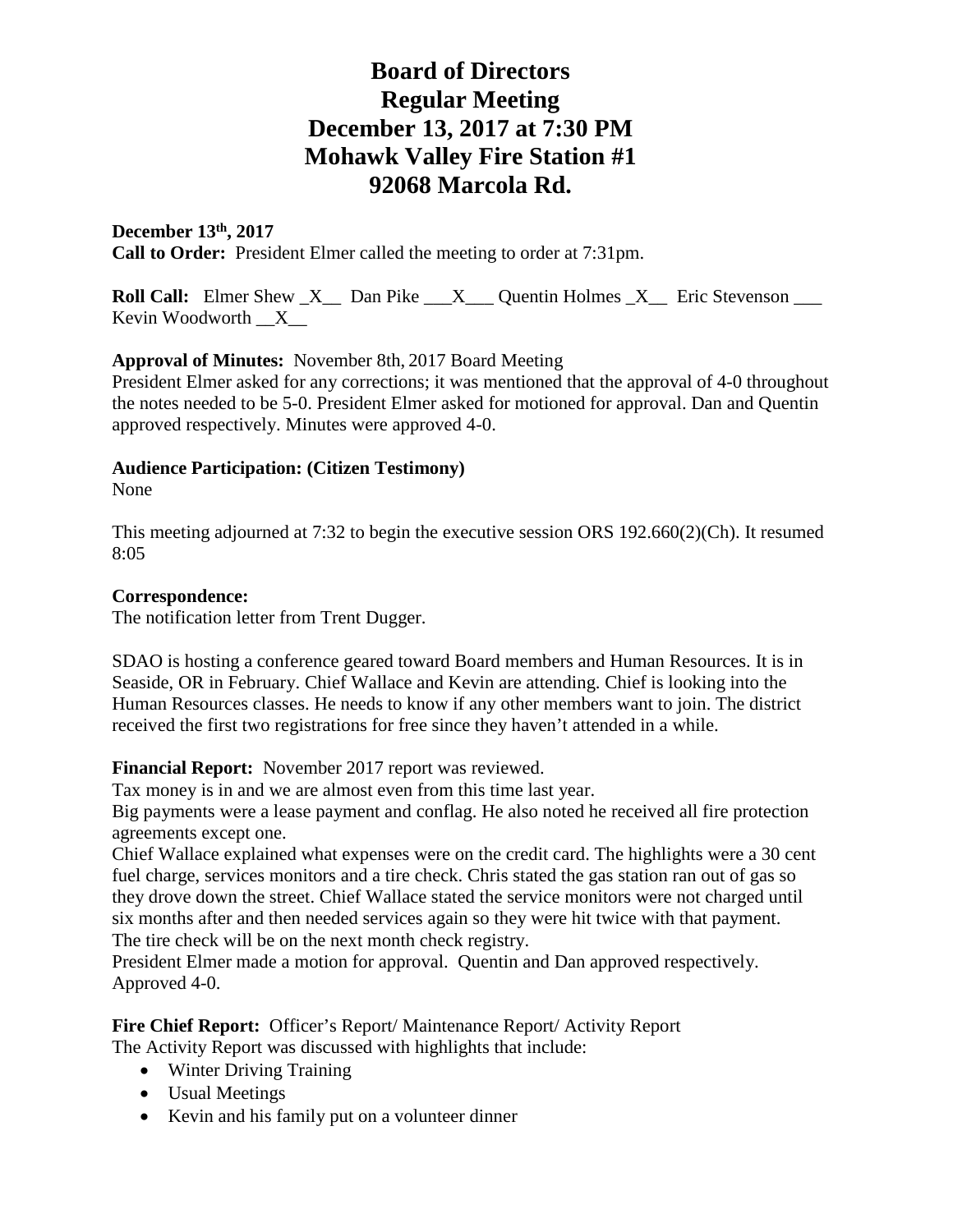# Board of Directors
# Regular Meeting
# December 13, 2017 at 7:30 PM
# Mohawk Valley Fire Station #1
# 92068 Marcola Rd.

**December 13th, 2017**
**Call to Order:** President Elmer called the meeting to order at 7:31pm.

**Roll Call:** Elmer Shew _X__ Dan Pike ___X___ Quentin Holmes _X__ Eric Stevenson ___ Kevin Woodworth __X__

**Approval of Minutes:** November 8th, 2017 Board Meeting
President Elmer asked for any corrections; it was mentioned that the approval of 4-0 throughout the notes needed to be 5-0. President Elmer asked for motioned for approval. Dan and Quentin approved respectively. Minutes were approved 4-0.

**Audience Participation: (Citizen Testimony)**
None

This meeting adjourned at 7:32 to begin the executive session ORS 192.660(2)(Ch). It resumed 8:05

**Correspondence:**
The notification letter from Trent Dugger.

SDAO is hosting a conference geared toward Board members and Human Resources. It is in Seaside, OR in February. Chief Wallace and Kevin are attending. Chief is looking into the Human Resources classes. He needs to know if any other members want to join. The district received the first two registrations for free since they haven't attended in a while.

**Financial Report:** November 2017 report was reviewed.
Tax money is in and we are almost even from this time last year.
Big payments were a lease payment and conflag. He also noted he received all fire protection agreements except one.
Chief Wallace explained what expenses were on the credit card. The highlights were a 30 cent fuel charge, services monitors and a tire check. Chris stated the gas station ran out of gas so they drove down the street. Chief Wallace stated the service monitors were not charged until six months after and then needed services again so they were hit twice with that payment. The tire check will be on the next month check registry.
President Elmer made a motion for approval. Quentin and Dan approved respectively. Approved 4-0.

**Fire Chief Report:** Officer's Report/ Maintenance Report/ Activity Report
The Activity Report was discussed with highlights that include:

- Winter Driving Training
- Usual Meetings
- Kevin and his family put on a volunteer dinner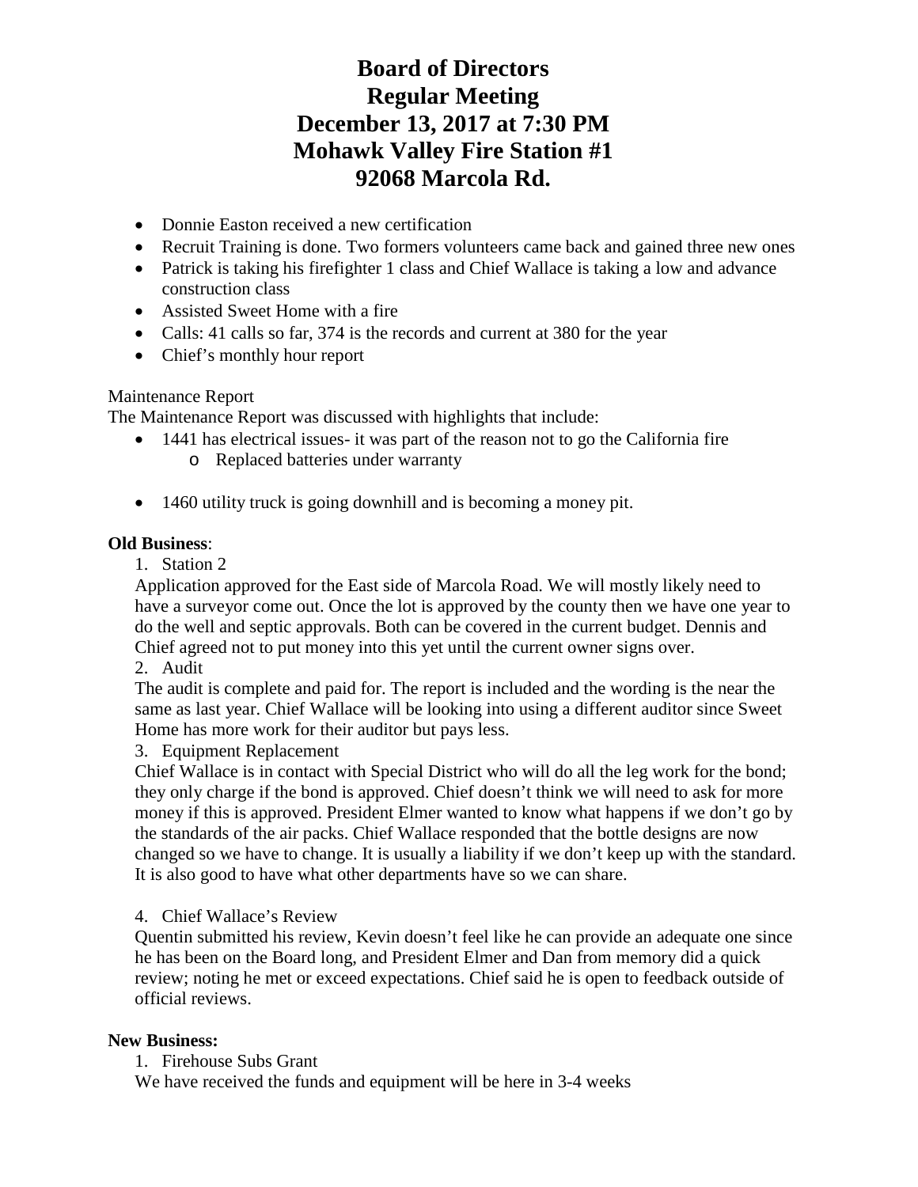# Board of Directors
# Regular Meeting
# December 13, 2017 at 7:30 PM
# Mohawk Valley Fire Station #1
# 92068 Marcola Rd.

- Donnie Easton received a new certification
- Recruit Training is done. Two formers volunteers came back and gained three new ones
- Patrick is taking his firefighter 1 class and Chief Wallace is taking a low and advance construction class
- Assisted Sweet Home with a fire
- Calls: 41 calls so far, 374 is the records and current at 380 for the year
- Chief's monthly hour report

Maintenance Report

The Maintenance Report was discussed with highlights that include:

- 1441 has electrical issues- it was part of the reason not to go the California fire
  - Replaced batteries under warranty

- 1460 utility truck is going downhill and is becoming a money pit.

**Old Business**:

1. Station 2

Application approved for the East side of Marcola Road. We will mostly likely need to have a surveyor come out. Once the lot is approved by the county then we have one year to do the well and septic approvals. Both can be covered in the current budget. Dennis and Chief agreed not to put money into this yet until the current owner signs over.

2. Audit

The audit is complete and paid for. The report is included and the wording is the near the same as last year. Chief Wallace will be looking into using a different auditor since Sweet Home has more work for their auditor but pays less.

3. Equipment Replacement

Chief Wallace is in contact with Special District who will do all the leg work for the bond; they only charge if the bond is approved. Chief doesn't think we will need to ask for more money if this is approved. President Elmer wanted to know what happens if we don't go by the standards of the air packs. Chief Wallace responded that the bottle designs are now changed so we have to change. It is usually a liability if we don't keep up with the standard. It is also good to have what other departments have so we can share.

4. Chief Wallace's Review

Quentin submitted his review, Kevin doesn't feel like he can provide an adequate one since he has been on the Board long, and President Elmer and Dan from memory did a quick review; noting he met or exceed expectations. Chief said he is open to feedback outside of official reviews.

**New Business:**

1. Firehouse Subs Grant

We have received the funds and equipment will be here in 3-4 weeks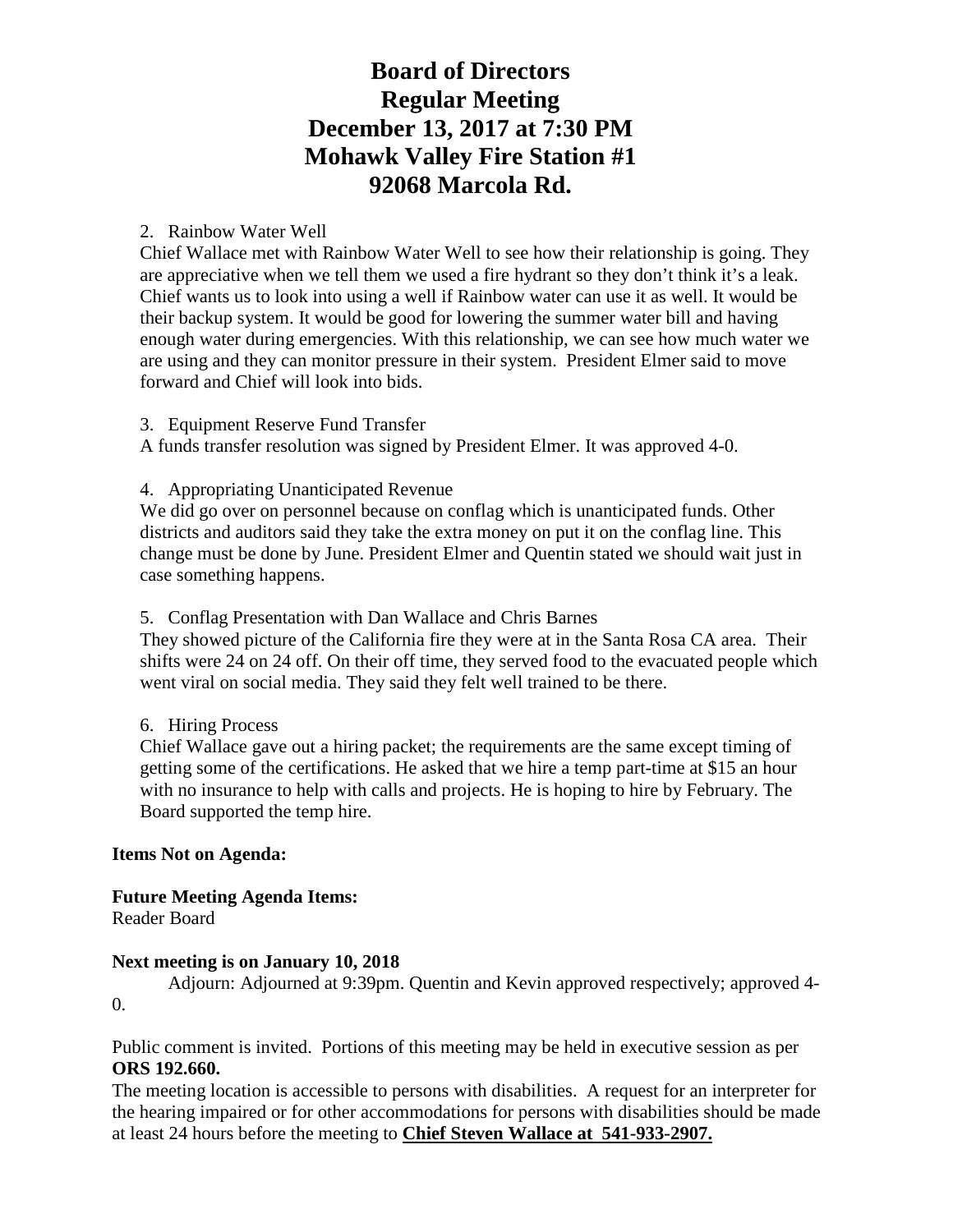# Board of Directors Regular Meeting December 13, 2017 at 7:30 PM Mohawk Valley Fire Station #1 92068 Marcola Rd.

2. Rainbow Water Well

Chief Wallace met with Rainbow Water Well to see how their relationship is going. They are appreciative when we tell them we used a fire hydrant so they don't think it's a leak. Chief wants us to look into using a well if Rainbow water can use it as well. It would be their backup system. It would be good for lowering the summer water bill and having enough water during emergencies. With this relationship, we can see how much water we are using and they can monitor pressure in their system. President Elmer said to move forward and Chief will look into bids.

3. Equipment Reserve Fund Transfer

A funds transfer resolution was signed by President Elmer. It was approved 4-0.

4. Appropriating Unanticipated Revenue

We did go over on personnel because on conflag which is unanticipated funds. Other districts and auditors said they take the extra money on put it on the conflag line. This change must be done by June. President Elmer and Quentin stated we should wait just in case something happens.

5. Conflag Presentation with Dan Wallace and Chris Barnes

They showed picture of the California fire they were at in the Santa Rosa CA area. Their shifts were 24 on 24 off. On their off time, they served food to the evacuated people which went viral on social media. They said they felt well trained to be there.

6. Hiring Process

Chief Wallace gave out a hiring packet; the requirements are the same except timing of getting some of the certifications. He asked that we hire a temp part-time at $15 an hour with no insurance to help with calls and projects. He is hoping to hire by February. The Board supported the temp hire.

**Items Not on Agenda:**

**Future Meeting Agenda Items:**
Reader Board

**Next meeting is on January 10, 2018**

Adjourn: Adjourned at 9:39pm. Quentin and Kevin approved respectively; approved 4-0.

Public comment is invited. Portions of this meeting may be held in executive session as per **ORS 192.660.**

The meeting location is accessible to persons with disabilities. A request for an interpreter for the hearing impaired or for other accommodations for persons with disabilities should be made at least 24 hours before the meeting to **Chief Steven Wallace at 541-933-2907.**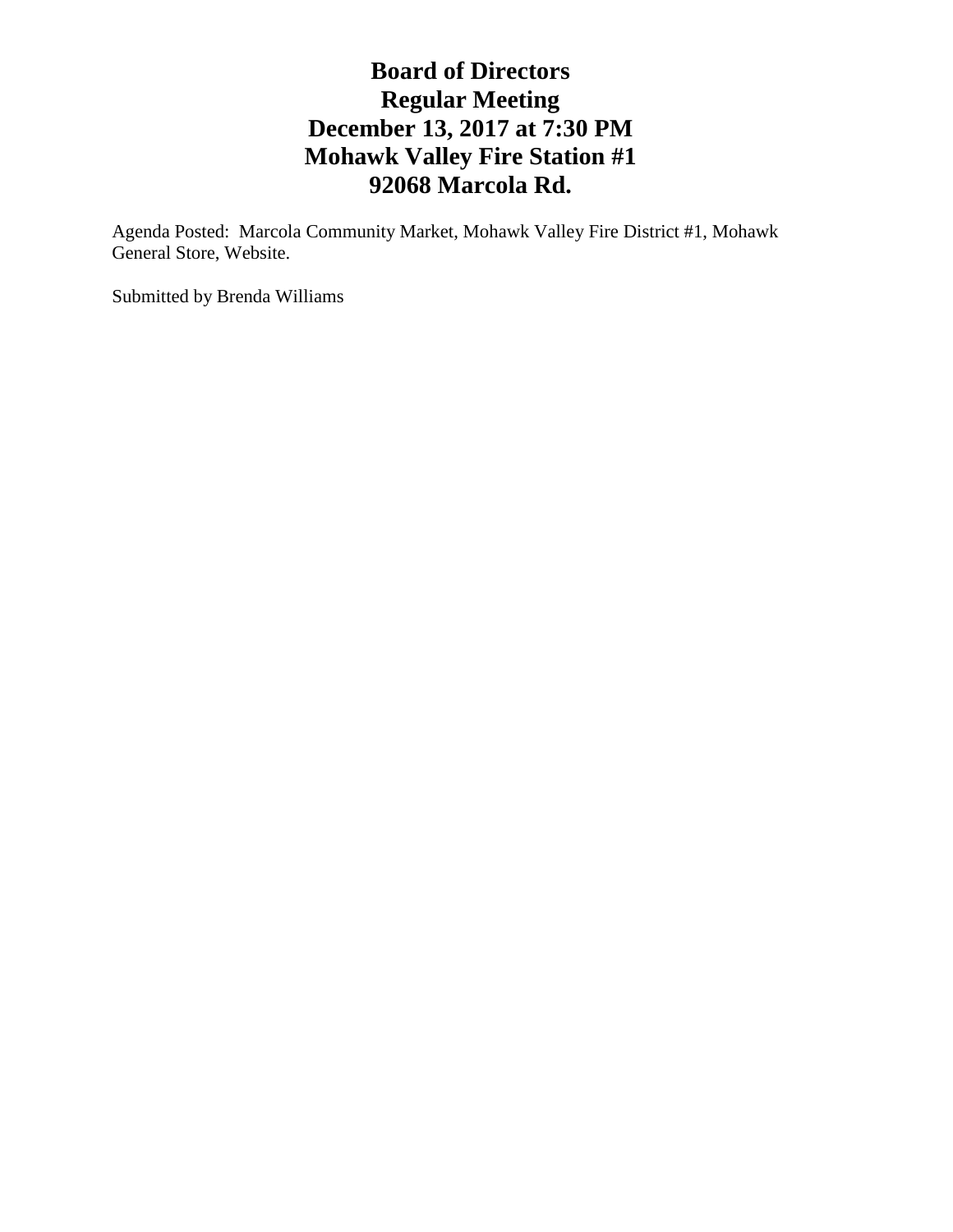# Board of Directors
# Regular Meeting
# December 13, 2017 at 7:30 PM
# Mohawk Valley Fire Station #1
# 92068 Marcola Rd.

Agenda Posted: Marcola Community Market, Mohawk Valley Fire District #1, Mohawk General Store, Website.

Submitted by Brenda Williams